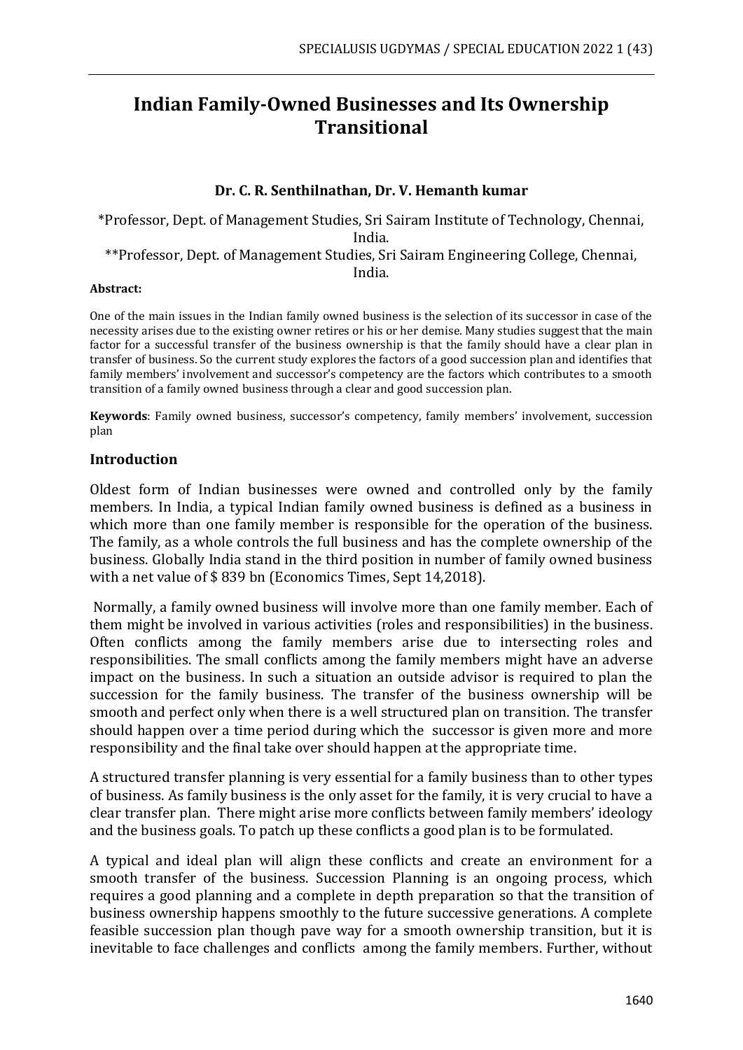// Indian Family-Owned Businesses and Its Ownership Transitional

**Dr. C. R. Senthilnathan, Dr. V. Hemanth kumar**

*Professor, Dept. of Management Studies, Sri Sairam Institute of Technology, Chennai, India.

**Professor, Dept. of Management Studies, Sri Sairam Engineering College, Chennai, India.

**Abstract:**

One of the main issues in the Indian family owned business is the selection of its successor in case of the necessity arises due to the existing owner retires or his or her demise. Many studies suggest that the main factor for a successful transfer of the business ownership is that the family should have a clear plan in transfer of business. So the current study explores the factors of a good succession plan and identifies that family members' involvement and successor's competency are the factors which contributes to a smooth transition of a family owned business through a clear and good succession plan.

**Keywords**: Family owned business, successor's competency, family members' involvement, succession plan

## Introduction

Oldest form of Indian businesses were owned and controlled only by the family members. In India, a typical Indian family owned business is defined as a business in which more than one family member is responsible for the operation of the business. The family, as a whole controls the full business and has the complete ownership of the business. Globally India stand in the third position in number of family owned business with a net value of $ 839 bn (Economics Times, Sept 14,2018).

Normally, a family owned business will involve more than one family member. Each of them might be involved in various activities (roles and responsibilities) in the business. Often conflicts among the family members arise due to intersecting roles and responsibilities. The small conflicts among the family members might have an adverse impact on the business. In such a situation an outside advisor is required to plan the succession for the family business. The transfer of the business ownership will be smooth and perfect only when there is a well structured plan on transition. The transfer should happen over a time period during which the successor is given more and more responsibility and the final take over should happen at the appropriate time.

A structured transfer planning is very essential for a family business than to other types of business. As family business is the only asset for the family, it is very crucial to have a clear transfer plan. There might arise more conflicts between family members' ideology and the business goals. To patch up these conflicts a good plan is to be formulated.

A typical and ideal plan will align these conflicts and create an environment for a smooth transfer of the business. Succession Planning is an ongoing process, which requires a good planning and a complete in depth preparation so that the transition of business ownership happens smoothly to the future successive generations. A complete feasible succession plan though pave way for a smooth ownership transition, but it is inevitable to face challenges and conflicts among the family members. Further, without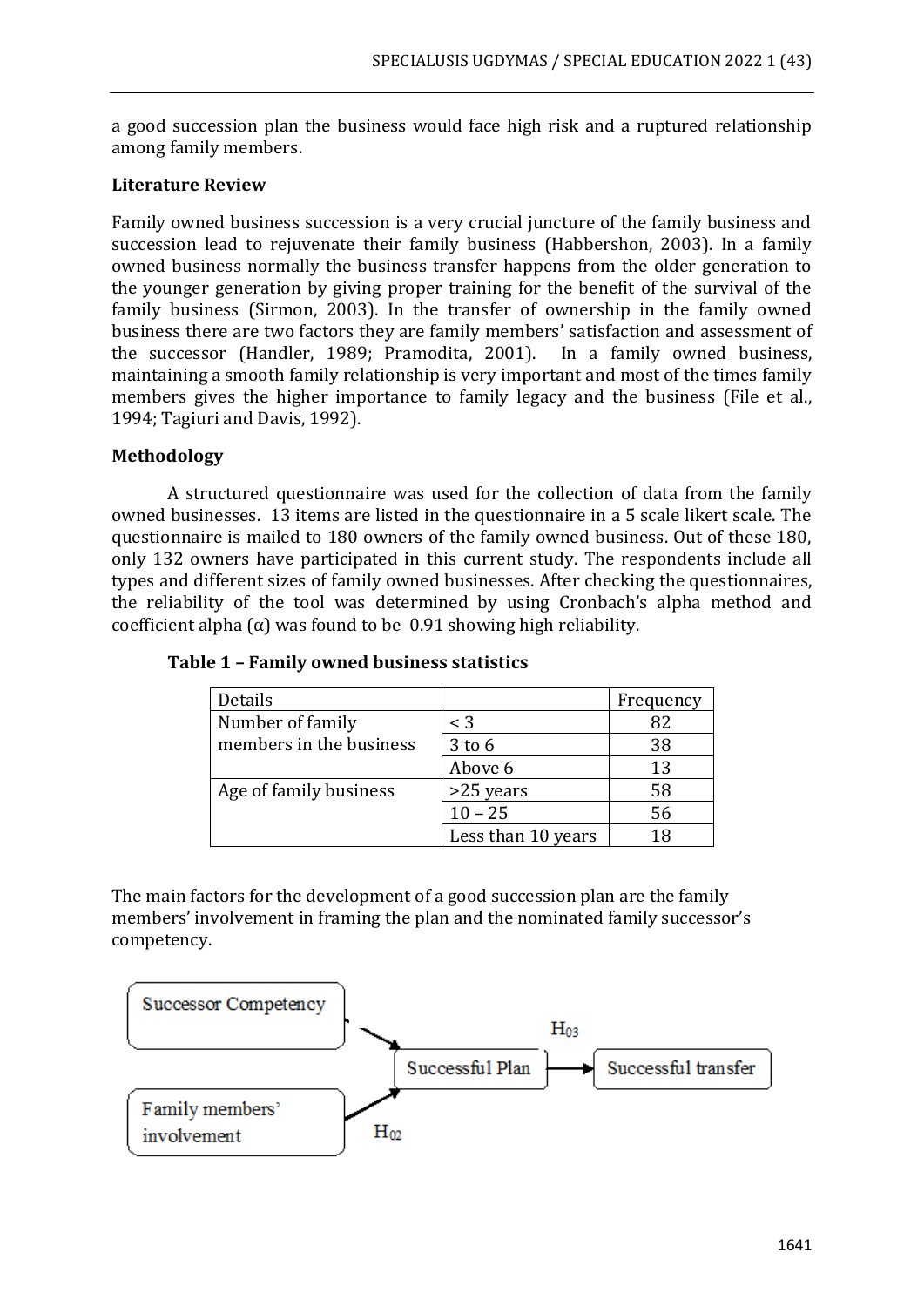a good succession plan the business would face high risk and a ruptured relationship among family members.

**Literature Review**

Family owned business succession is a very crucial juncture of the family business and succession lead to rejuvenate their family business (Habbershon, 2003). In a family owned business normally the business transfer happens from the older generation to the younger generation by giving proper training for the benefit of the survival of the family business (Sirmon, 2003). In the transfer of ownership in the family owned business there are two factors they are family members' satisfaction and assessment of the successor (Handler, 1989; Pramodita, 2001). In a family owned business, maintaining a smooth family relationship is very important and most of the times family members gives the higher importance to family legacy and the business (File et al., 1994; Tagiuri and Davis, 1992).

**Methodology**

A structured questionnaire was used for the collection of data from the family owned businesses. 13 items are listed in the questionnaire in a 5 scale likert scale. The questionnaire is mailed to 180 owners of the family owned business. Out of these 180, only 132 owners have participated in this current study. The respondents include all types and different sizes of family owned businesses. After checking the questionnaires, the reliability of the tool was determined by using Cronbach's alpha method and coefficient alpha (α) was found to be 0.91 showing high reliability.

**Table 1 – Family owned business statistics**

| Details | | Frequency |
|---|---|---|
| Number of family members in the business | < 3 | 82 |
| | 3 to 6 | 38 |
| | Above 6 | 13 |
| Age of family business | >25 years | 58 |
| | 10 – 25 | 56 |
| | Less than 10 years | 18 |

The main factors for the development of a good succession plan are the family members' involvement in framing the plan and the nominated family successor's competency.

Successor Competency → Successful Plan ($H_{03}$) → Successful transfer

Family members' involvement → Successful Plan ($H_{02}$)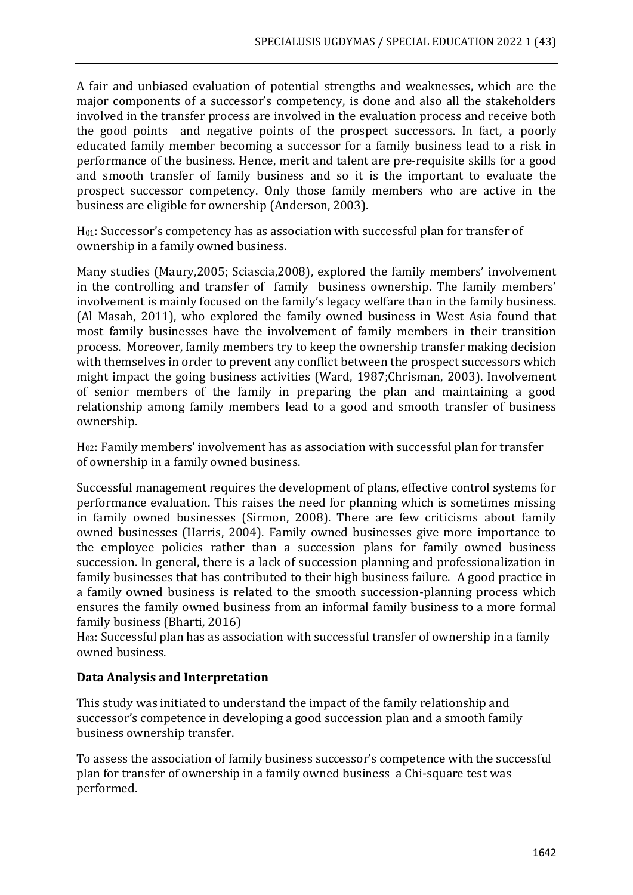A fair and unbiased evaluation of potential strengths and weaknesses, which are the major components of a successor's competency, is done and also all the stakeholders involved in the transfer process are involved in the evaluation process and receive both the good points and negative points of the prospect successors. In fact, a poorly educated family member becoming a successor for a family business lead to a risk in performance of the business. Hence, merit and talent are pre-requisite skills for a good and smooth transfer of family business and so it is the important to evaluate the prospect successor competency. Only those family members who are active in the business are eligible for ownership (Anderson, 2003).

$H_{01}$: Successor's competency has as association with successful plan for transfer of ownership in a family owned business.

Many studies (Maury,2005; Sciascia,2008), explored the family members' involvement in the controlling and transfer of family business ownership. The family members' involvement is mainly focused on the family's legacy welfare than in the family business. (Al Masah, 2011), who explored the family owned business in West Asia found that most family businesses have the involvement of family members in their transition process. Moreover, family members try to keep the ownership transfer making decision with themselves in order to prevent any conflict between the prospect successors which might impact the going business activities (Ward, 1987;Chrisman, 2003). Involvement of senior members of the family in preparing the plan and maintaining a good relationship among family members lead to a good and smooth transfer of business ownership.

$H_{02}$: Family members' involvement has as association with successful plan for transfer of ownership in a family owned business.

Successful management requires the development of plans, effective control systems for performance evaluation. This raises the need for planning which is sometimes missing in family owned businesses (Sirmon, 2008). There are few criticisms about family owned businesses (Harris, 2004). Family owned businesses give more importance to the employee policies rather than a succession plans for family owned business succession. In general, there is a lack of succession planning and professionalization in family businesses that has contributed to their high business failure. A good practice in a family owned business is related to the smooth succession-planning process which ensures the family owned business from an informal family business to a more formal family business (Bharti, 2016)

$H_{03}$: Successful plan has as association with successful transfer of ownership in a family owned business.

## Data Analysis and Interpretation

This study was initiated to understand the impact of the family relationship and successor's competence in developing a good succession plan and a smooth family business ownership transfer.

To assess the association of family business successor's competence with the successful plan for transfer of ownership in a family owned business a Chi-square test was performed.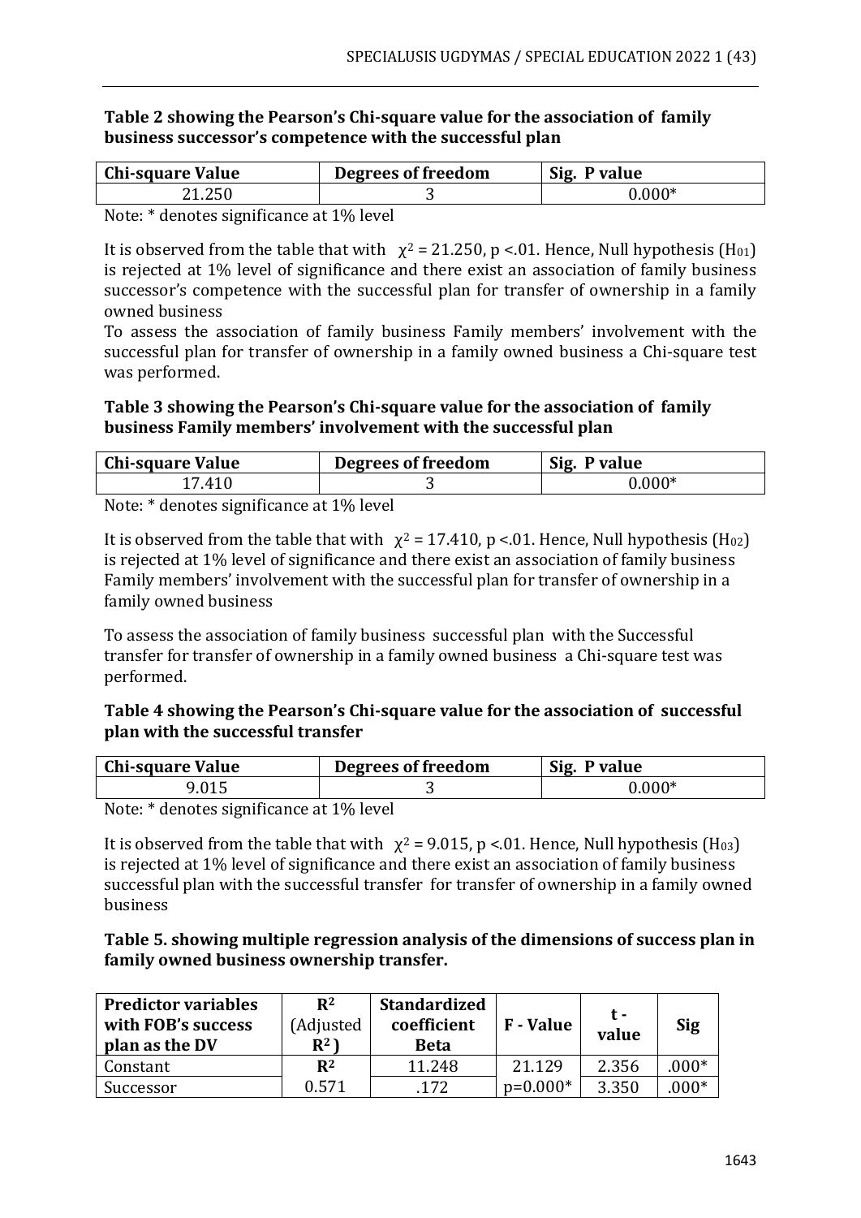**Table 2 showing the Pearson's Chi-square value for the association of family business successor's competence with the successful plan**

| Chi-square Value | Degrees of freedom | Sig. P value |
|---|---|---|
| 21.250 | 3 | 0.000* |

Note: * denotes significance at 1% level

It is observed from the table that with $\chi^2 = 21.250$, $p < .01$. Hence, Null hypothesis ($H_{01}$) is rejected at 1% level of significance and there exist an association of family business successor's competence with the successful plan for transfer of ownership in a family owned business

To assess the association of family business Family members' involvement with the successful plan for transfer of ownership in a family owned business a Chi-square test was performed.

**Table 3 showing the Pearson's Chi-square value for the association of family business Family members' involvement with the successful plan**

| Chi-square Value | Degrees of freedom | Sig. P value |
|---|---|---|
| 17.410 | 3 | 0.000* |

Note: * denotes significance at 1% level

It is observed from the table that with $\chi^2 = 17.410$, $p < .01$. Hence, Null hypothesis ($H_{02}$) is rejected at 1% level of significance and there exist an association of family business Family members' involvement with the successful plan for transfer of ownership in a family owned business

To assess the association of family business successful plan with the Successful transfer for transfer of ownership in a family owned business a Chi-square test was performed.

**Table 4 showing the Pearson's Chi-square value for the association of successful plan with the successful transfer**

| Chi-square Value | Degrees of freedom | Sig. P value |
|---|---|---|
| 9.015 | 3 | 0.000* |

Note: * denotes significance at 1% level

It is observed from the table that with $\chi^2 = 9.015$, $p < .01$. Hence, Null hypothesis ($H_{03}$) is rejected at 1% level of significance and there exist an association of family business successful plan with the successful transfer for transfer of ownership in a family owned business

**Table 5. showing multiple regression analysis of the dimensions of success plan in family owned business ownership transfer.**

| Predictor variables with FOB's success plan as the DV | $R^2$ (Adjusted $R^2$) | Standardized coefficient Beta | F - Value | t - value | Sig |
|---|---|---|---|---|---|
| Constant | $R^2$ | 11.248 | 21.129 | 2.356 | .000* |
| Successor | 0.571 | .172 | p=0.000* | 3.350 | .000* |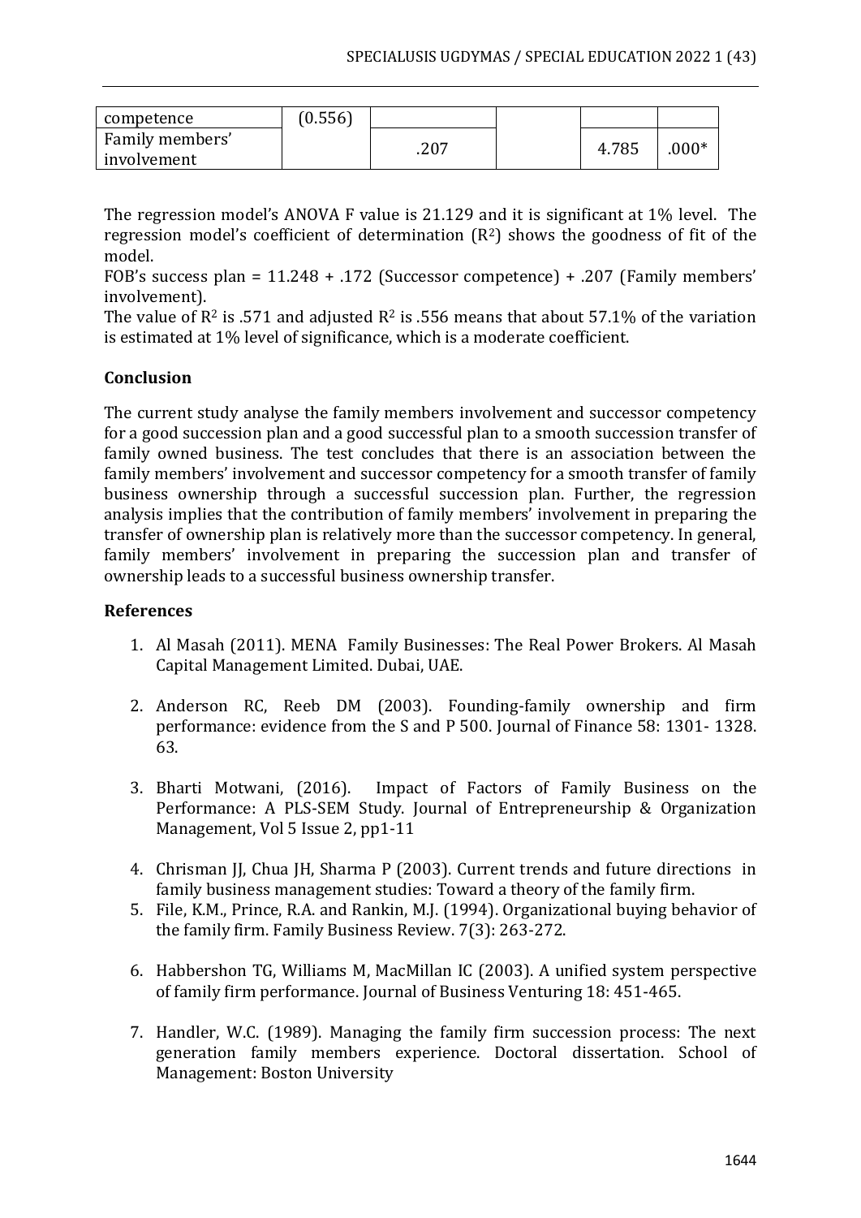| competence | (0.556) | | | | |
| --- | --- | --- | --- | --- | --- |
| Family members' involvement | | .207 | | 4.785 | .000* |

The regression model's ANOVA F value is 21.129 and it is significant at 1% level. The regression model's coefficient of determination ($R^2$) shows the goodness of fit of the model.

FOB's success plan = 11.248 + .172 (Successor competence) + .207 (Family members' involvement).

The value of $R^2$ is .571 and adjusted $R^2$ is .556 means that about 57.1% of the variation is estimated at 1% level of significance, which is a moderate coefficient.

## Conclusion

The current study analyse the family members involvement and successor competency for a good succession plan and a good successful plan to a smooth succession transfer of family owned business. The test concludes that there is an association between the family members' involvement and successor competency for a smooth transfer of family business ownership through a successful succession plan. Further, the regression analysis implies that the contribution of family members' involvement in preparing the transfer of ownership plan is relatively more than the successor competency. In general, family members' involvement in preparing the succession plan and transfer of ownership leads to a successful business ownership transfer.

## References

1. Al Masah (2011). MENA Family Businesses: The Real Power Brokers. Al Masah Capital Management Limited. Dubai, UAE.
2. Anderson RC, Reeb DM (2003). Founding-family ownership and firm performance: evidence from the S and P 500. Journal of Finance 58: 1301- 1328. 63.
3. Bharti Motwani, (2016). Impact of Factors of Family Business on the Performance: A PLS-SEM Study. Journal of Entrepreneurship & Organization Management, Vol 5 Issue 2, pp1-11
4. Chrisman JJ, Chua JH, Sharma P (2003). Current trends and future directions in family business management studies: Toward a theory of the family firm.
5. File, K.M., Prince, R.A. and Rankin, M.J. (1994). Organizational buying behavior of the family firm. Family Business Review. 7(3): 263-272.
6. Habbershon TG, Williams M, MacMillan IC (2003). A unified system perspective of family firm performance. Journal of Business Venturing 18: 451-465.
7. Handler, W.C. (1989). Managing the family firm succession process: The next generation family members experience. Doctoral dissertation. School of Management: Boston University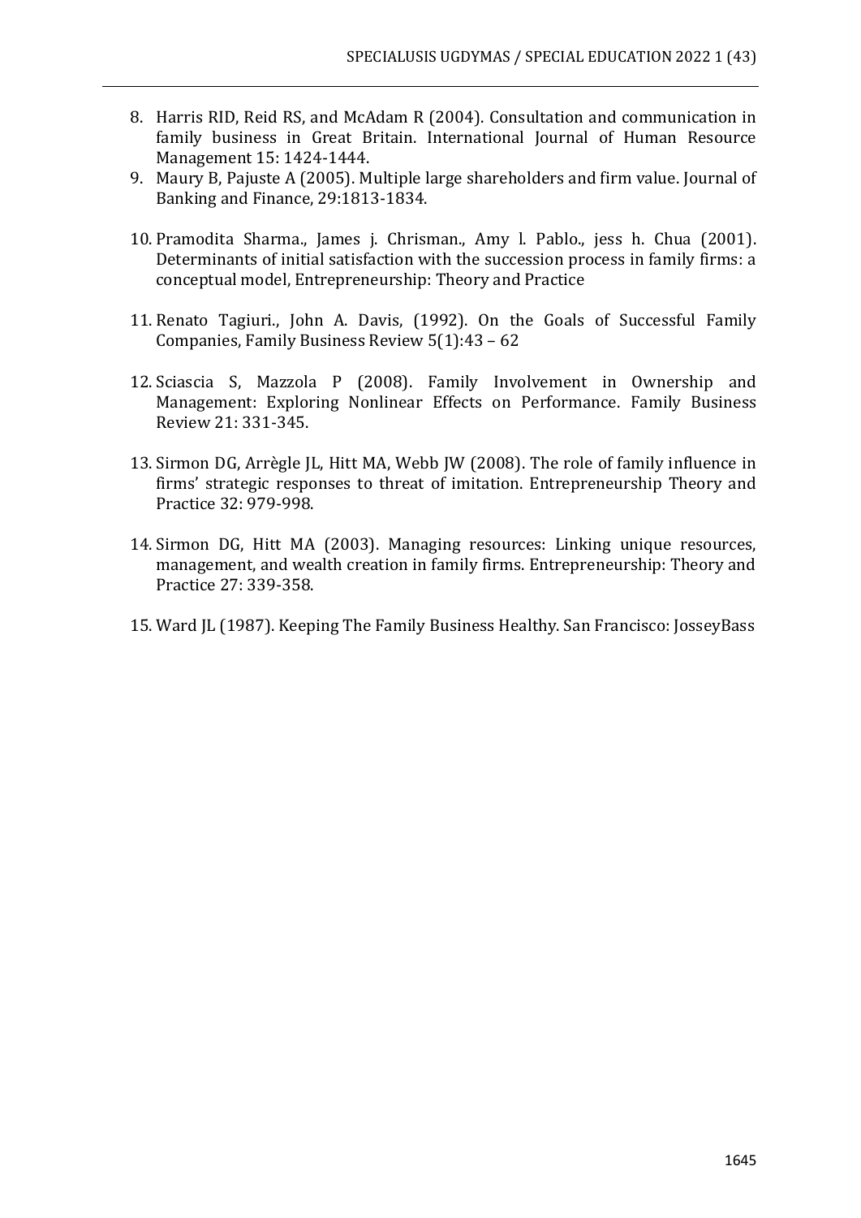8. Harris RID, Reid RS, and McAdam R (2004). Consultation and communication in family business in Great Britain. International Journal of Human Resource Management 15: 1424-1444.
9. Maury B, Pajuste A (2005). Multiple large shareholders and firm value. Journal of Banking and Finance, 29:1813-1834.
10. Pramodita Sharma., James j. Chrisman., Amy l. Pablo., jess h. Chua (2001). Determinants of initial satisfaction with the succession process in family firms: a conceptual model, Entrepreneurship: Theory and Practice
11. Renato Tagiuri., John A. Davis, (1992). On the Goals of Successful Family Companies, Family Business Review 5(1):43 – 62
12. Sciascia S, Mazzola P (2008). Family Involvement in Ownership and Management: Exploring Nonlinear Effects on Performance. Family Business Review 21: 331-345.
13. Sirmon DG, Arrègle JL, Hitt MA, Webb JW (2008). The role of family influence in firms' strategic responses to threat of imitation. Entrepreneurship Theory and Practice 32: 979-998.
14. Sirmon DG, Hitt MA (2003). Managing resources: Linking unique resources, management, and wealth creation in family firms. Entrepreneurship: Theory and Practice 27: 339-358.
15. Ward JL (1987). Keeping The Family Business Healthy. San Francisco: JosseyBass